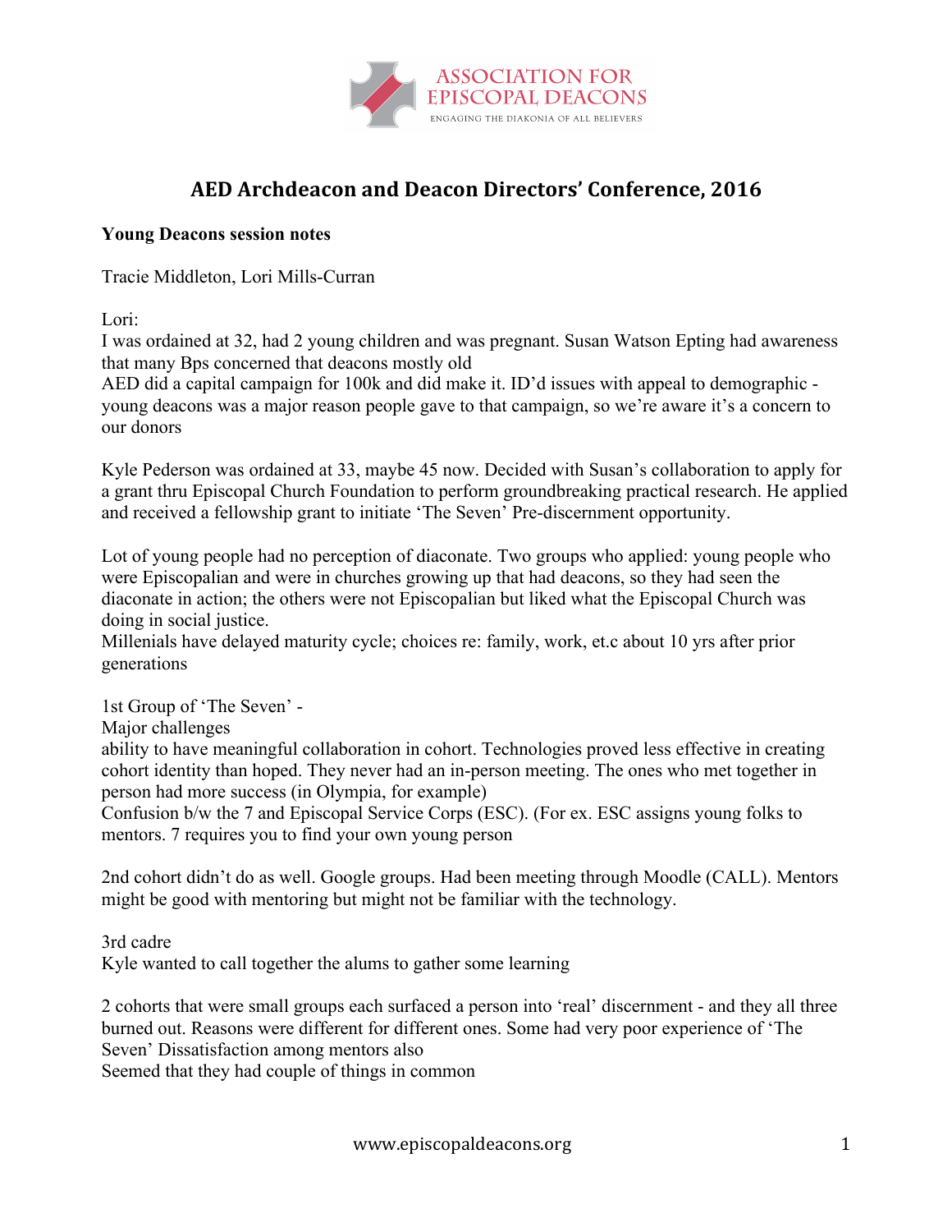# AED Archdeacon and Deacon Directors' Conference, 2016

**Young Deacons session notes**

Tracie Middleton, Lori Mills-Curran

Lori:
I was ordained at 32, had 2 young children and was pregnant. Susan Watson Epting had awareness that many Bps concerned that deacons mostly old
AED did a capital campaign for 100k and did make it. ID'd issues with appeal to demographic - young deacons was a major reason people gave to that campaign, so we're aware it's a concern to our donors

Kyle Pederson was ordained at 33, maybe 45 now. Decided with Susan's collaboration to apply for a grant thru Episcopal Church Foundation to perform groundbreaking practical research. He applied and received a fellowship grant to initiate 'The Seven' Pre-discernment opportunity.

Lot of young people had no perception of diaconate. Two groups who applied: young people who were Episcopalian and were in churches growing up that had deacons, so they had seen the diaconate in action; the others were not Episcopalian but liked what the Episcopal Church was doing in social justice.
Millenials have delayed maturity cycle; choices re: family, work, et.c about 10 yrs after prior generations

1st Group of 'The Seven' -
Major challenges
ability to have meaningful collaboration in cohort. Technologies proved less effective in creating cohort identity than hoped. They never had an in-person meeting. The ones who met together in person had more success (in Olympia, for example)
Confusion b/w the 7 and Episcopal Service Corps (ESC). (For ex. ESC assigns young folks to mentors. 7 requires you to find your own young person

2nd cohort didn't do as well. Google groups. Had been meeting through Moodle (CALL). Mentors might be good with mentoring but might not be familiar with the technology.

3rd cadre
Kyle wanted to call together the alums to gather some learning

2 cohorts that were small groups each surfaced a person into 'real' discernment - and they all three burned out. Reasons were different for different ones. Some had very poor experience of 'The Seven' Dissatisfaction among mentors also
Seemed that they had couple of things in common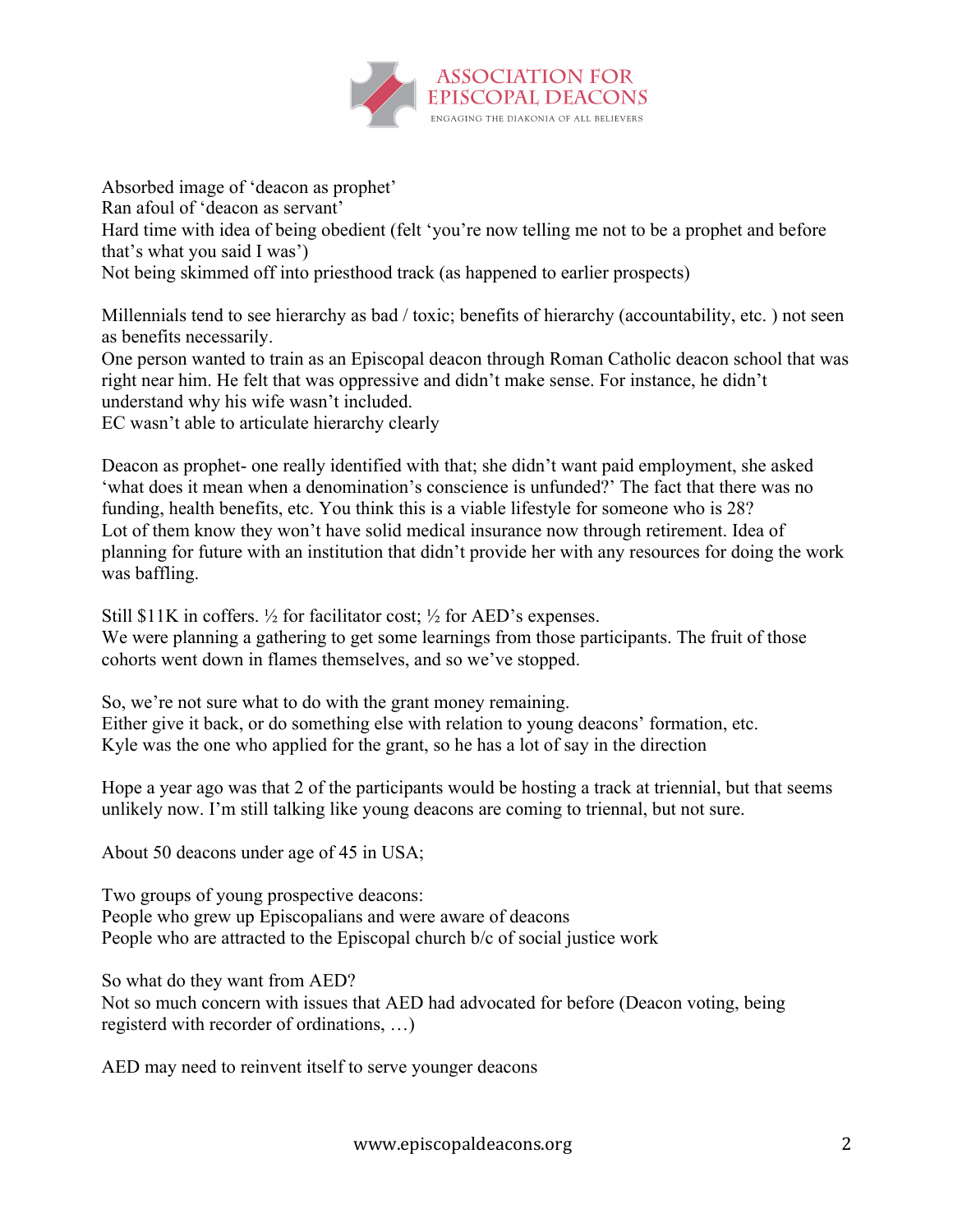Absorbed image of 'deacon as prophet'
Ran afoul of 'deacon as servant'
Hard time with idea of being obedient (felt 'you're now telling me not to be a prophet and before that's what you said I was')
Not being skimmed off into priesthood track (as happened to earlier prospects)

Millennials tend to see hierarchy as bad / toxic; benefits of hierarchy (accountability, etc. ) not seen as benefits necessarily.
One person wanted to train as an Episcopal deacon through Roman Catholic deacon school that was right near him. He felt that was oppressive and didn't make sense. For instance, he didn't understand why his wife wasn't included.
EC wasn't able to articulate hierarchy clearly

Deacon as prophet- one really identified with that; she didn't want paid employment, she asked 'what does it mean when a denomination's conscience is unfunded?' The fact that there was no funding, health benefits, etc. You think this is a viable lifestyle for someone who is 28?
Lot of them know they won't have solid medical insurance now through retirement. Idea of planning for future with an institution that didn't provide her with any resources for doing the work was baffling.

Still $11K in coffers. ½ for facilitator cost; ½ for AED's expenses.
We were planning a gathering to get some learnings from those participants. The fruit of those cohorts went down in flames themselves, and so we've stopped.

So, we're not sure what to do with the grant money remaining.
Either give it back, or do something else with relation to young deacons' formation, etc.
Kyle was the one who applied for the grant, so he has a lot of say in the direction

Hope a year ago was that 2 of the participants would be hosting a track at triennial, but that seems unlikely now. I'm still talking like young deacons are coming to triennal, but not sure.

About 50 deacons under age of 45 in USA;

Two groups of young prospective deacons:
People who grew up Episcopalians and were aware of deacons
People who are attracted to the Episcopal church b/c of social justice work

So what do they want from AED?
Not so much concern with issues that AED had advocated for before (Deacon voting, being registerd with recorder of ordinations, …)

AED may need to reinvent itself to serve younger deacons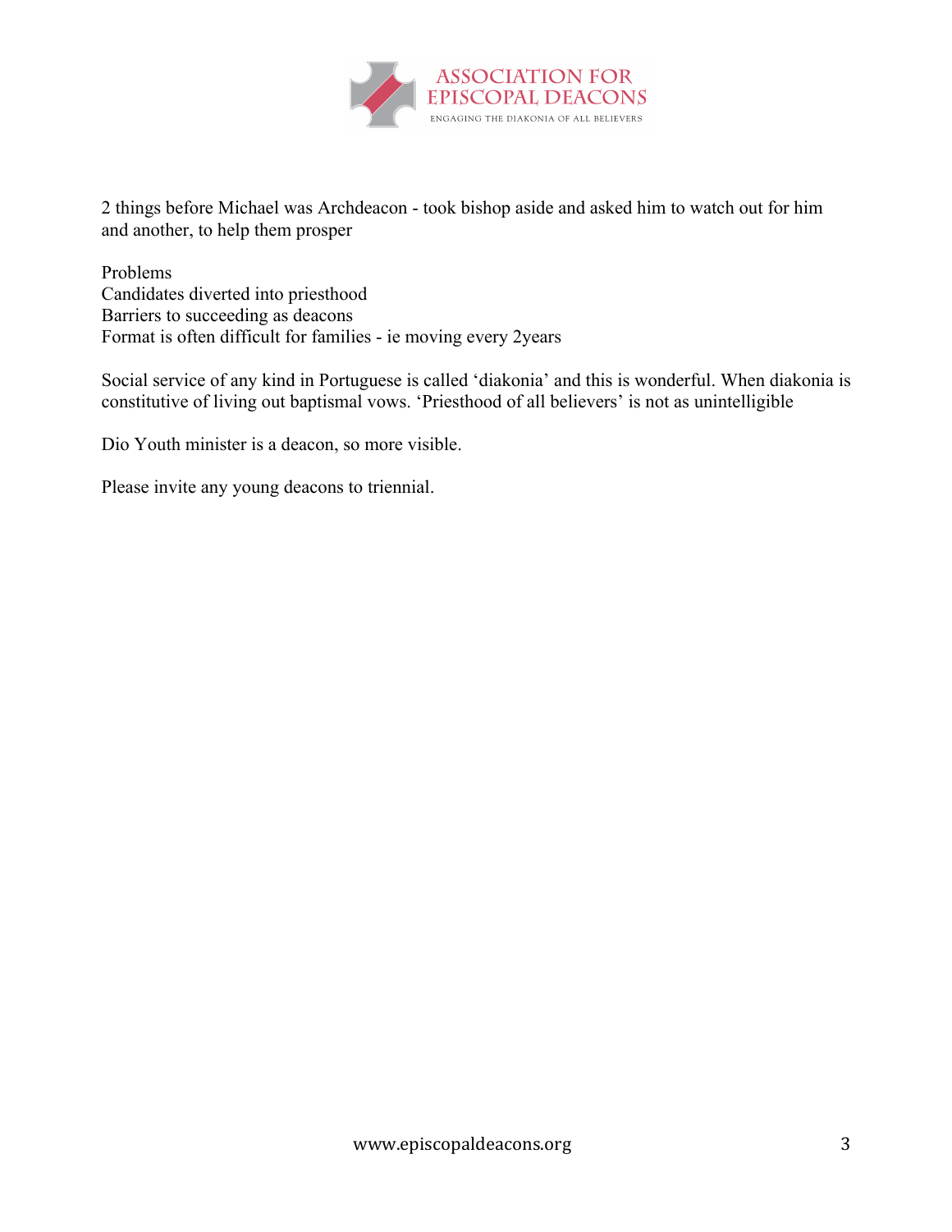2 things before Michael was Archdeacon - took bishop aside and asked him to watch out for him and another, to help them prosper

Problems
Candidates diverted into priesthood
Barriers to succeeding as deacons
Format is often difficult for families - ie moving every 2years

Social service of any kind in Portuguese is called 'diakonia' and this is wonderful. When diakonia is constitutive of living out baptismal vows. 'Priesthood of all believers' is not as unintelligible

Dio Youth minister is a deacon, so more visible.

Please invite any young deacons to triennial.